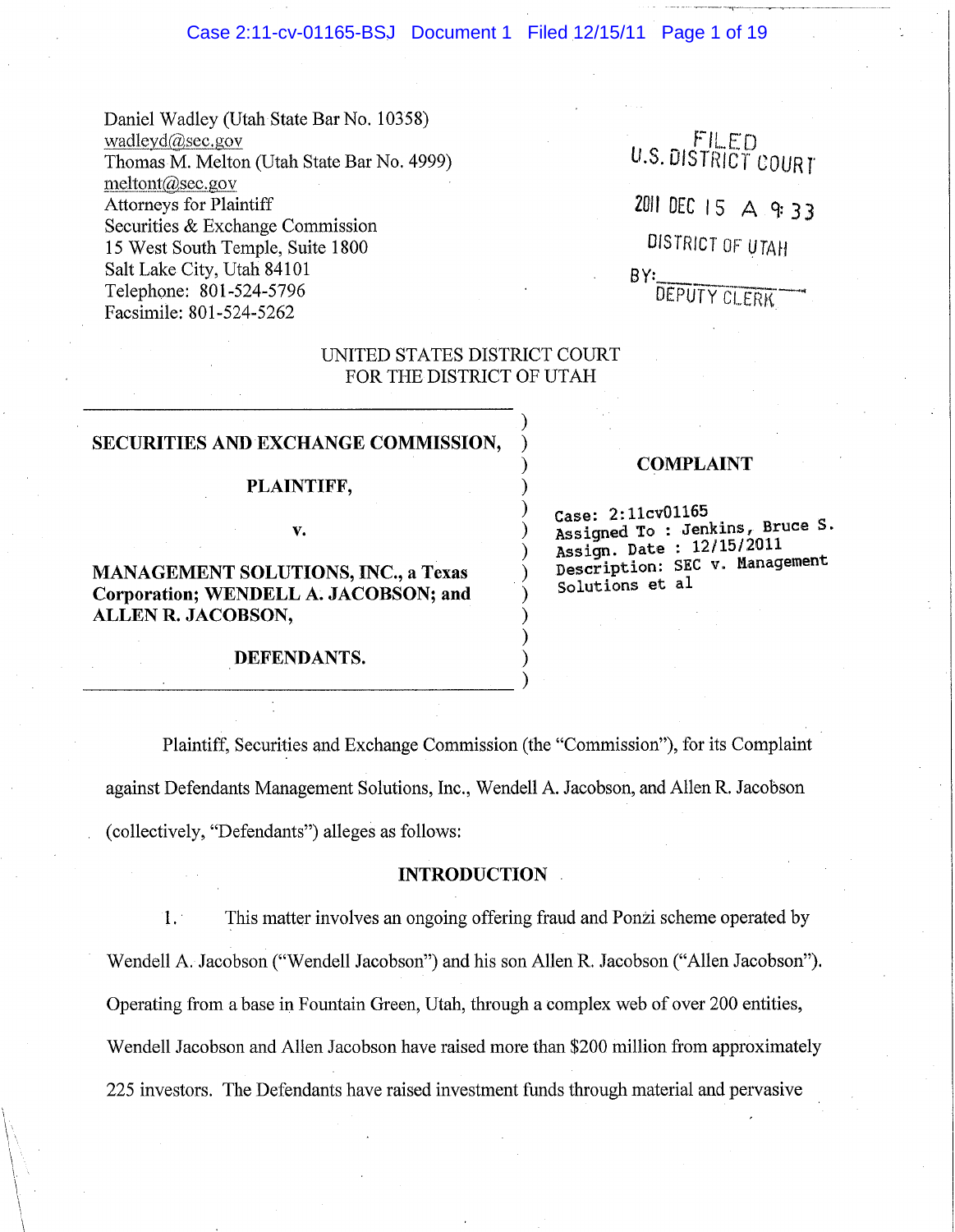Daniel Wadley (Utah State Bar No. 10358)
wadleyd@sec.gov
Thomas M. Melton (Utah State Bar No. 4999)
meltont@sec.gov
Attorneys for Plaintiff
Securities & Exchange Commission
15 West South Temple, Suite 1800
Salt Lake City, Utah 84101
Telephone: 801-524-5796
Facsimile: 801-524-5262

FILED
U.S. DISTRICT COURT
2011 DEC 15 A 9:33
DISTRICT OF UTAH
BY: ______
DEPUTY CLERK

UNITED STATES DISTRICT COURT
FOR THE DISTRICT OF UTAH

**SECURITIES AND EXCHANGE COMMISSION,**

**PLAINTIFF,**

**v.**

**MANAGEMENT SOLUTIONS, INC., a Texas Corporation; WENDELL A. JACOBSON; and ALLEN R. JACOBSON,**

**DEFENDANTS.**

**COMPLAINT**

Case: 2:11cv01165
Assigned To : Jenkins, Bruce S.
Assign. Date : 12/15/2011
Description: SEC v. Management Solutions et al

Plaintiff, Securities and Exchange Commission (the "Commission"), for its Complaint against Defendants Management Solutions, Inc., Wendell A. Jacobson, and Allen R. Jacobson (collectively, "Defendants") alleges as follows:

## INTRODUCTION

1. This matter involves an ongoing offering fraud and Ponzi scheme operated by Wendell A. Jacobson ("Wendell Jacobson") and his son Allen R. Jacobson ("Allen Jacobson"). Operating from a base in Fountain Green, Utah, through a complex web of over 200 entities, Wendell Jacobson and Allen Jacobson have raised more than $200 million from approximately 225 investors. The Defendants have raised investment funds through material and pervasive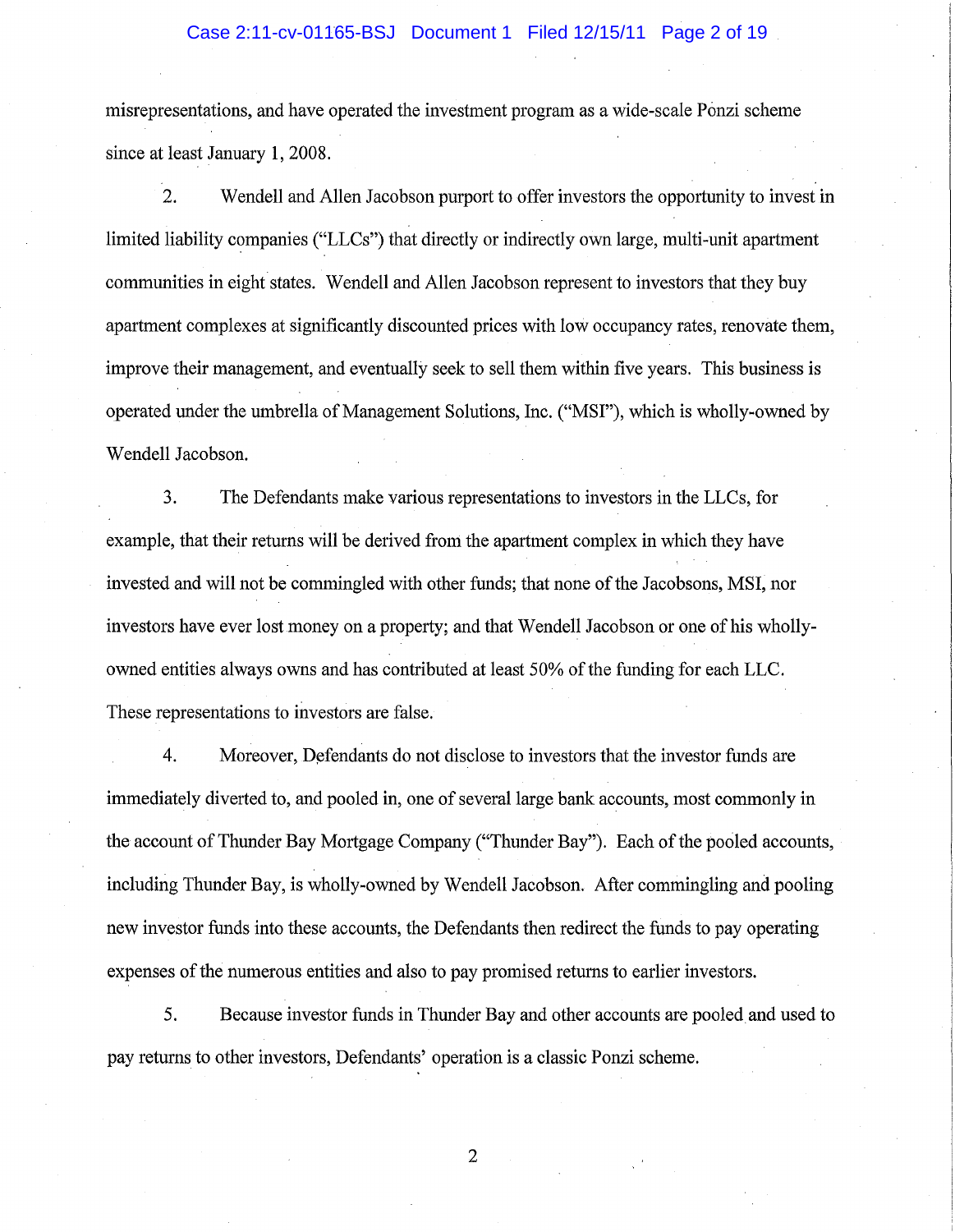misrepresentations, and have operated the investment program as a wide-scale Ponzi scheme since at least January 1, 2008.

2. Wendell and Allen Jacobson purport to offer investors the opportunity to invest in limited liability companies ("LLCs") that directly or indirectly own large, multi-unit apartment communities in eight states. Wendell and Allen Jacobson represent to investors that they buy apartment complexes at significantly discounted prices with low occupancy rates, renovate them, improve their management, and eventually seek to sell them within five years. This business is operated under the umbrella of Management Solutions, Inc. ("MSI"), which is wholly-owned by Wendell Jacobson.

3. The Defendants make various representations to investors in the LLCs, for example, that their returns will be derived from the apartment complex in which they have invested and will not be commingled with other funds; that none of the Jacobsons, MSI, nor investors have ever lost money on a property; and that Wendell Jacobson or one of his wholly-owned entities always owns and has contributed at least 50% of the funding for each LLC. These representations to investors are false.

4. Moreover, Defendants do not disclose to investors that the investor funds are immediately diverted to, and pooled in, one of several large bank accounts, most commonly in the account of Thunder Bay Mortgage Company ("Thunder Bay"). Each of the pooled accounts, including Thunder Bay, is wholly-owned by Wendell Jacobson. After commingling and pooling new investor funds into these accounts, the Defendants then redirect the funds to pay operating expenses of the numerous entities and also to pay promised returns to earlier investors.

5. Because investor funds in Thunder Bay and other accounts are pooled and used to pay returns to other investors, Defendants' operation is a classic Ponzi scheme.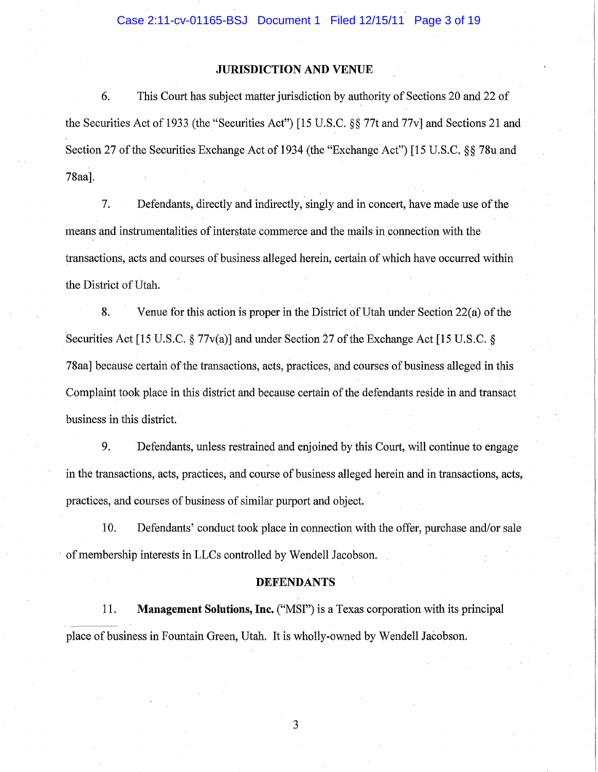## JURISDICTION AND VENUE

6. This Court has subject matter jurisdiction by authority of Sections 20 and 22 of the Securities Act of 1933 (the "Securities Act") [15 U.S.C. §§ 77t and 77v] and Sections 21 and Section 27 of the Securities Exchange Act of 1934 (the "Exchange Act") [15 U.S.C. §§ 78u and 78aa].

7. Defendants, directly and indirectly, singly and in concert, have made use of the means and instrumentalities of interstate commerce and the mails in connection with the transactions, acts and courses of business alleged herein, certain of which have occurred within the District of Utah.

8. Venue for this action is proper in the District of Utah under Section 22(a) of the Securities Act [15 U.S.C. § 77v(a)] and under Section 27 of the Exchange Act [15 U.S.C. § 78aa] because certain of the transactions, acts, practices, and courses of business alleged in this Complaint took place in this district and because certain of the defendants reside in and transact business in this district.

9. Defendants, unless restrained and enjoined by this Court, will continue to engage in the transactions, acts, practices, and course of business alleged herein and in transactions, acts, practices, and courses of business of similar purport and object.

10. Defendants' conduct took place in connection with the offer, purchase and/or sale of membership interests in LLCs controlled by Wendell Jacobson.

## DEFENDANTS

11. **Management Solutions, Inc.** ("MSI") is a Texas corporation with its principal place of business in Fountain Green, Utah. It is wholly-owned by Wendell Jacobson.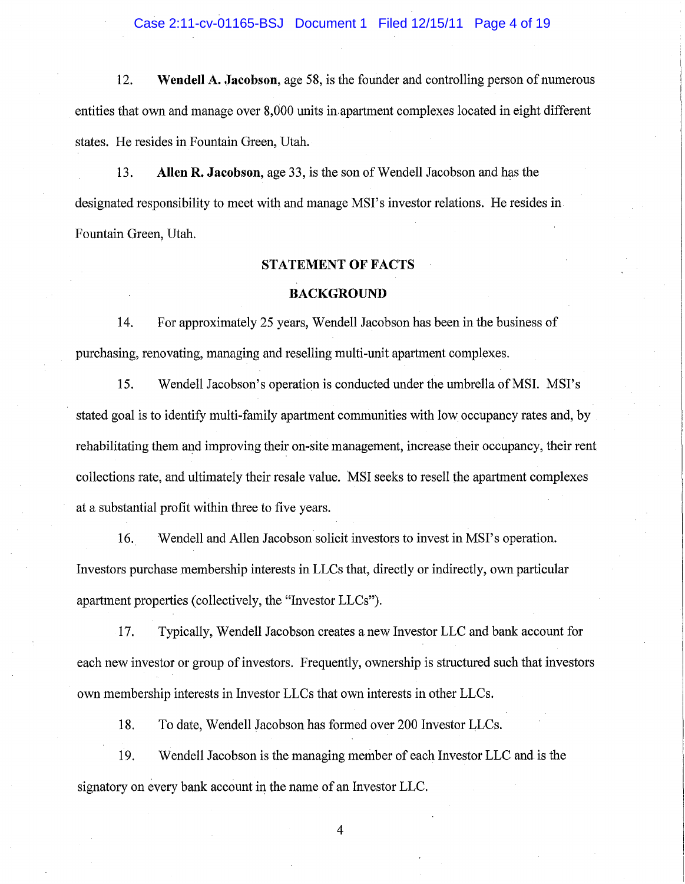12. **Wendell A. Jacobson**, age 58, is the founder and controlling person of numerous entities that own and manage over 8,000 units in apartment complexes located in eight different states. He resides in Fountain Green, Utah.

13. **Allen R. Jacobson**, age 33, is the son of Wendell Jacobson and has the designated responsibility to meet with and manage MSI's investor relations. He resides in Fountain Green, Utah.

## STATEMENT OF FACTS

### BACKGROUND

14. For approximately 25 years, Wendell Jacobson has been in the business of purchasing, renovating, managing and reselling multi-unit apartment complexes.

15. Wendell Jacobson's operation is conducted under the umbrella of MSI. MSI's stated goal is to identify multi-family apartment communities with low occupancy rates and, by rehabilitating them and improving their on-site management, increase their occupancy, their rent collections rate, and ultimately their resale value. MSI seeks to resell the apartment complexes at a substantial profit within three to five years.

16. Wendell and Allen Jacobson solicit investors to invest in MSI's operation. Investors purchase membership interests in LLCs that, directly or indirectly, own particular apartment properties (collectively, the "Investor LLCs").

17. Typically, Wendell Jacobson creates a new Investor LLC and bank account for each new investor or group of investors. Frequently, ownership is structured such that investors own membership interests in Investor LLCs that own interests in other LLCs.

18. To date, Wendell Jacobson has formed over 200 Investor LLCs.

19. Wendell Jacobson is the managing member of each Investor LLC and is the signatory on every bank account in the name of an Investor LLC.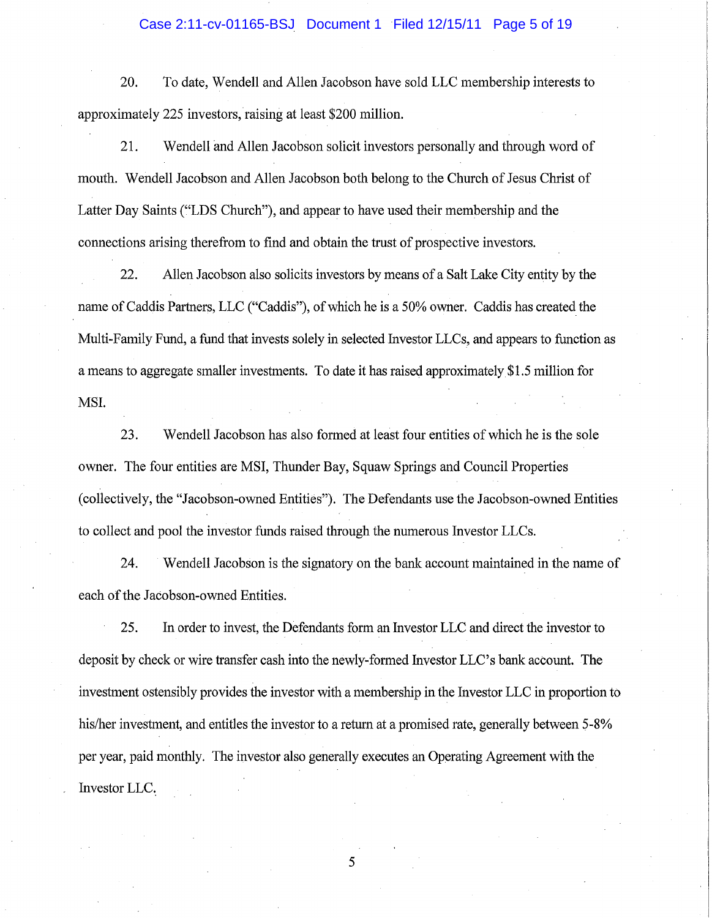20. To date, Wendell and Allen Jacobson have sold LLC membership interests to approximately 225 investors, raising at least $200 million.

21. Wendell and Allen Jacobson solicit investors personally and through word of mouth. Wendell Jacobson and Allen Jacobson both belong to the Church of Jesus Christ of Latter Day Saints ("LDS Church"), and appear to have used their membership and the connections arising therefrom to find and obtain the trust of prospective investors.

22. Allen Jacobson also solicits investors by means of a Salt Lake City entity by the name of Caddis Partners, LLC ("Caddis"), of which he is a 50% owner. Caddis has created the Multi-Family Fund, a fund that invests solely in selected Investor LLCs, and appears to function as a means to aggregate smaller investments. To date it has raised approximately $1.5 million for MSI.

23. Wendell Jacobson has also formed at least four entities of which he is the sole owner. The four entities are MSI, Thunder Bay, Squaw Springs and Council Properties (collectively, the "Jacobson-owned Entities"). The Defendants use the Jacobson-owned Entities to collect and pool the investor funds raised through the numerous Investor LLCs.

24. Wendell Jacobson is the signatory on the bank account maintained in the name of each of the Jacobson-owned Entities.

25. In order to invest, the Defendants form an Investor LLC and direct the investor to deposit by check or wire transfer cash into the newly-formed Investor LLC's bank account. The investment ostensibly provides the investor with a membership in the Investor LLC in proportion to his/her investment, and entitles the investor to a return at a promised rate, generally between 5-8% per year, paid monthly. The investor also generally executes an Operating Agreement with the Investor LLC.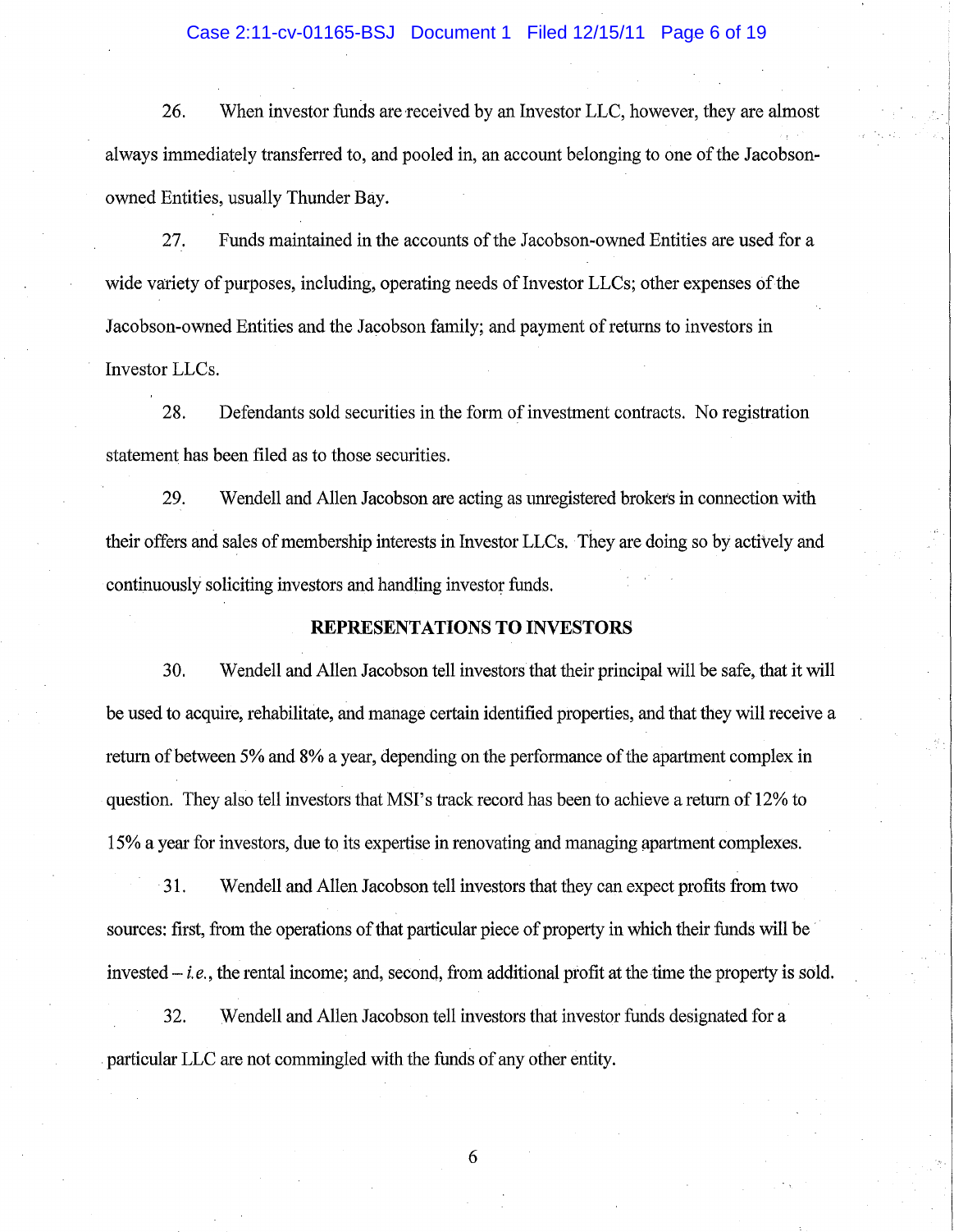26. When investor funds are received by an Investor LLC, however, they are almost always immediately transferred to, and pooled in, an account belonging to one of the Jacobson-owned Entities, usually Thunder Bay.

27. Funds maintained in the accounts of the Jacobson-owned Entities are used for a wide variety of purposes, including, operating needs of Investor LLCs; other expenses of the Jacobson-owned Entities and the Jacobson family; and payment of returns to investors in Investor LLCs.

28. Defendants sold securities in the form of investment contracts. No registration statement has been filed as to those securities.

29. Wendell and Allen Jacobson are acting as unregistered brokers in connection with their offers and sales of membership interests in Investor LLCs. They are doing so by actively and continuously soliciting investors and handling investor funds.

## REPRESENTATIONS TO INVESTORS

30. Wendell and Allen Jacobson tell investors that their principal will be safe, that it will be used to acquire, rehabilitate, and manage certain identified properties, and that they will receive a return of between 5% and 8% a year, depending on the performance of the apartment complex in question. They also tell investors that MSI's track record has been to achieve a return of 12% to 15% a year for investors, due to its expertise in renovating and managing apartment complexes.

31. Wendell and Allen Jacobson tell investors that they can expect profits from two sources: first, from the operations of that particular piece of property in which their funds will be invested – *i.e.*, the rental income; and, second, from additional profit at the time the property is sold.

32. Wendell and Allen Jacobson tell investors that investor funds designated for a particular LLC are not commingled with the funds of any other entity.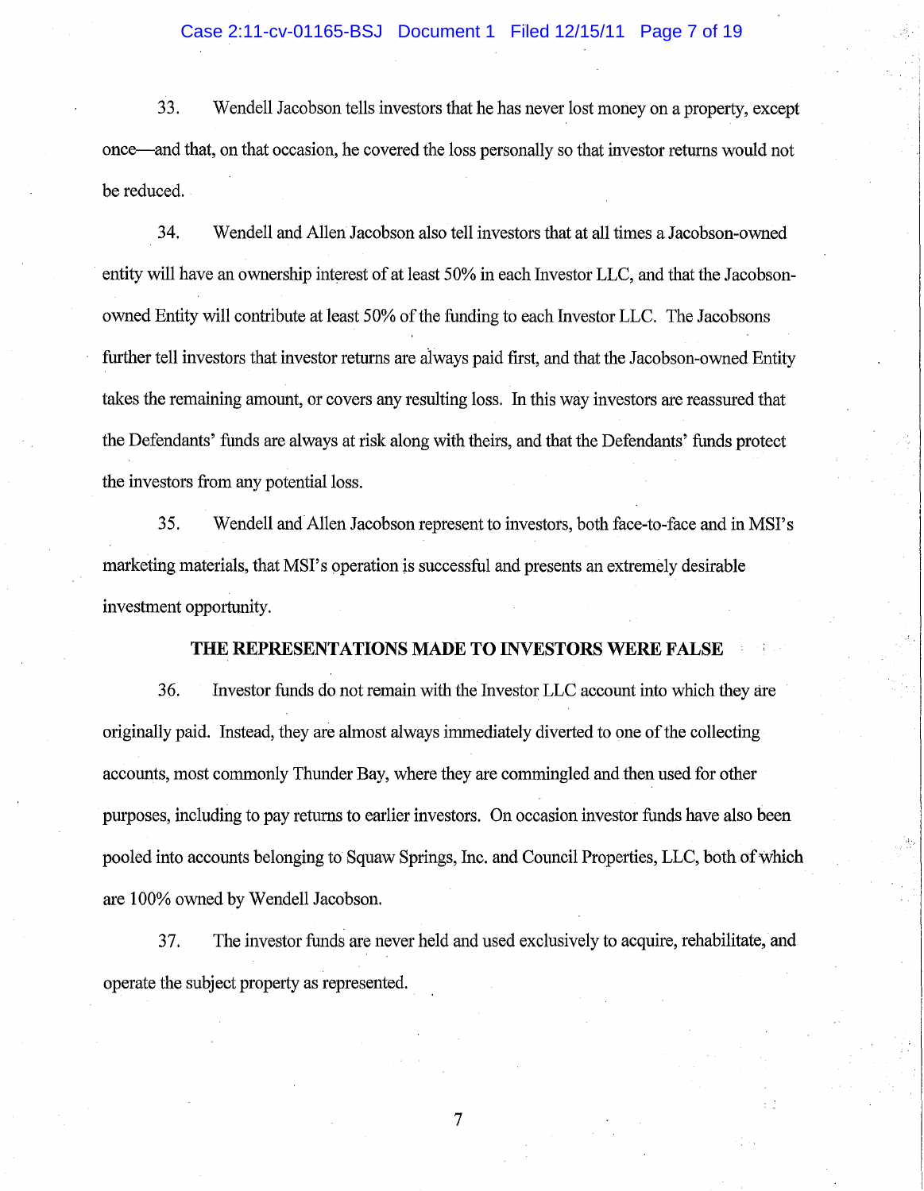33. Wendell Jacobson tells investors that he has never lost money on a property, except once—and that, on that occasion, he covered the loss personally so that investor returns would not be reduced.

34. Wendell and Allen Jacobson also tell investors that at all times a Jacobson-owned entity will have an ownership interest of at least 50% in each Investor LLC, and that the Jacobson-owned Entity will contribute at least 50% of the funding to each Investor LLC. The Jacobsons further tell investors that investor returns are always paid first, and that the Jacobson-owned Entity takes the remaining amount, or covers any resulting loss. In this way investors are reassured that the Defendants' funds are always at risk along with theirs, and that the Defendants' funds protect the investors from any potential loss.

35. Wendell and Allen Jacobson represent to investors, both face-to-face and in MSI's marketing materials, that MSI's operation is successful and presents an extremely desirable investment opportunity.

## THE REPRESENTATIONS MADE TO INVESTORS WERE FALSE

36. Investor funds do not remain with the Investor LLC account into which they are originally paid. Instead, they are almost always immediately diverted to one of the collecting accounts, most commonly Thunder Bay, where they are commingled and then used for other purposes, including to pay returns to earlier investors. On occasion investor funds have also been pooled into accounts belonging to Squaw Springs, Inc. and Council Properties, LLC, both of which are 100% owned by Wendell Jacobson.

37. The investor funds are never held and used exclusively to acquire, rehabilitate, and operate the subject property as represented.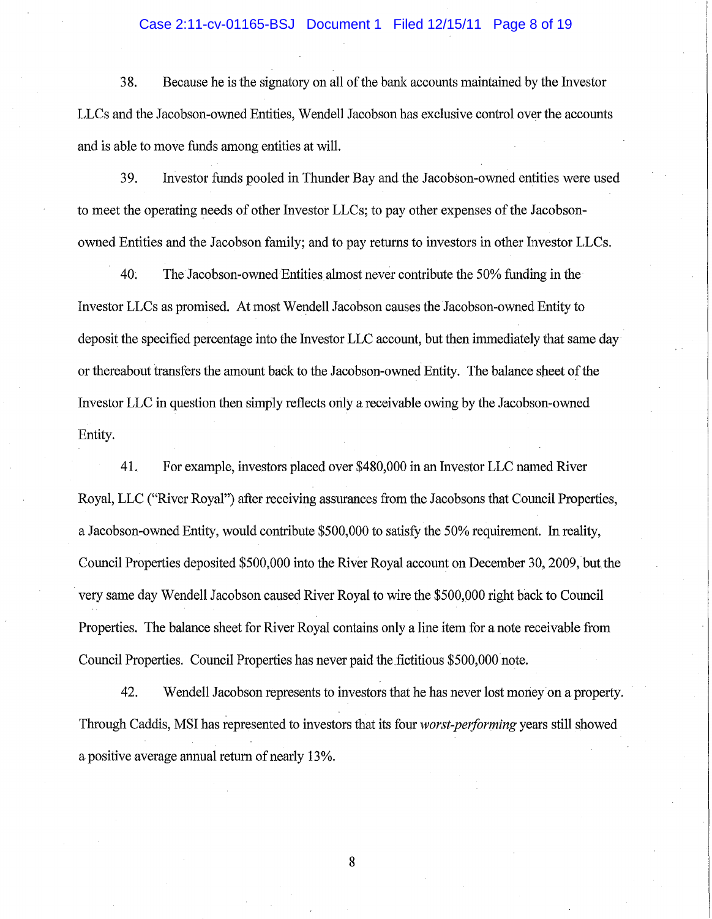38. Because he is the signatory on all of the bank accounts maintained by the Investor LLCs and the Jacobson-owned Entities, Wendell Jacobson has exclusive control over the accounts and is able to move funds among entities at will.

39. Investor funds pooled in Thunder Bay and the Jacobson-owned entities were used to meet the operating needs of other Investor LLCs; to pay other expenses of the Jacobson-owned Entities and the Jacobson family; and to pay returns to investors in other Investor LLCs.

40. The Jacobson-owned Entities almost never contribute the 50% funding in the Investor LLCs as promised. At most Wendell Jacobson causes the Jacobson-owned Entity to deposit the specified percentage into the Investor LLC account, but then immediately that same day or thereabout transfers the amount back to the Jacobson-owned Entity. The balance sheet of the Investor LLC in question then simply reflects only a receivable owing by the Jacobson-owned Entity.

41. For example, investors placed over $480,000 in an Investor LLC named River Royal, LLC ("River Royal") after receiving assurances from the Jacobsons that Council Properties, a Jacobson-owned Entity, would contribute $500,000 to satisfy the 50% requirement. In reality, Council Properties deposited $500,000 into the River Royal account on December 30, 2009, but the very same day Wendell Jacobson caused River Royal to wire the $500,000 right back to Council Properties. The balance sheet for River Royal contains only a line item for a note receivable from Council Properties. Council Properties has never paid the fictitious $500,000 note.

42. Wendell Jacobson represents to investors that he has never lost money on a property. Through Caddis, MSI has represented to investors that its four *worst-performing* years still showed a positive average annual return of nearly 13%.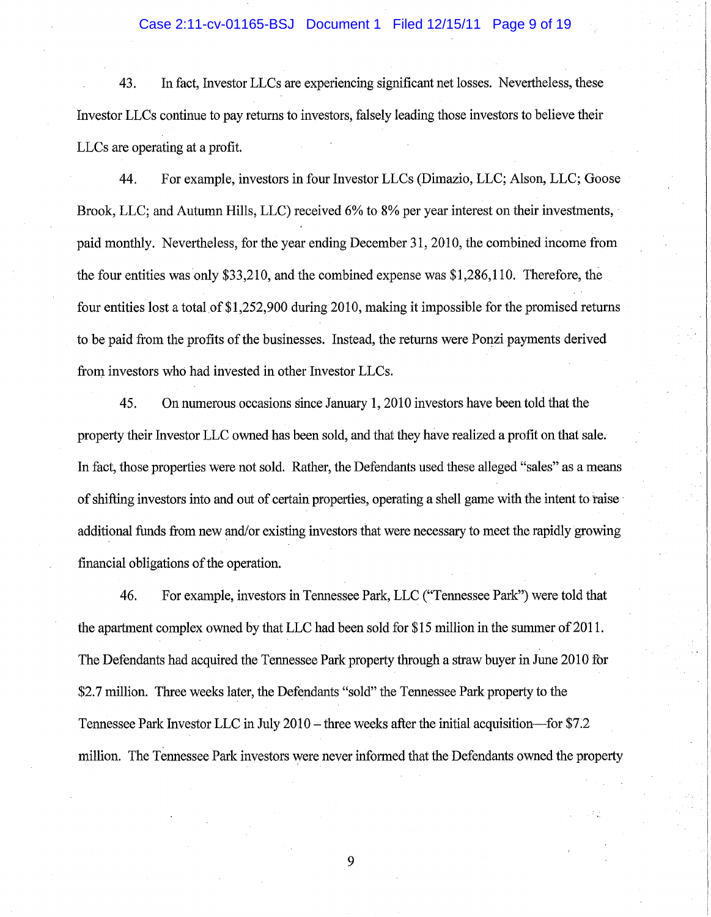43. In fact, Investor LLCs are experiencing significant net losses. Nevertheless, these Investor LLCs continue to pay returns to investors, falsely leading those investors to believe their LLCs are operating at a profit.

44. For example, investors in four Investor LLCs (Dimazio, LLC; Alson, LLC; Goose Brook, LLC; and Autumn Hills, LLC) received 6% to 8% per year interest on their investments, paid monthly. Nevertheless, for the year ending December 31, 2010, the combined income from the four entities was only $33,210, and the combined expense was $1,286,110. Therefore, the four entities lost a total of $1,252,900 during 2010, making it impossible for the promised returns to be paid from the profits of the businesses. Instead, the returns were Ponzi payments derived from investors who had invested in other Investor LLCs.

45. On numerous occasions since January 1, 2010 investors have been told that the property their Investor LLC owned has been sold, and that they have realized a profit on that sale. In fact, those properties were not sold. Rather, the Defendants used these alleged "sales" as a means of shifting investors into and out of certain properties, operating a shell game with the intent to raise additional funds from new and/or existing investors that were necessary to meet the rapidly growing financial obligations of the operation.

46. For example, investors in Tennessee Park, LLC ("Tennessee Park") were told that the apartment complex owned by that LLC had been sold for $15 million in the summer of 2011. The Defendants had acquired the Tennessee Park property through a straw buyer in June 2010 for $2.7 million. Three weeks later, the Defendants "sold" the Tennessee Park property to the Tennessee Park Investor LLC in July 2010 – three weeks after the initial acquisition—for $7.2 million. The Tennessee Park investors were never informed that the Defendants owned the property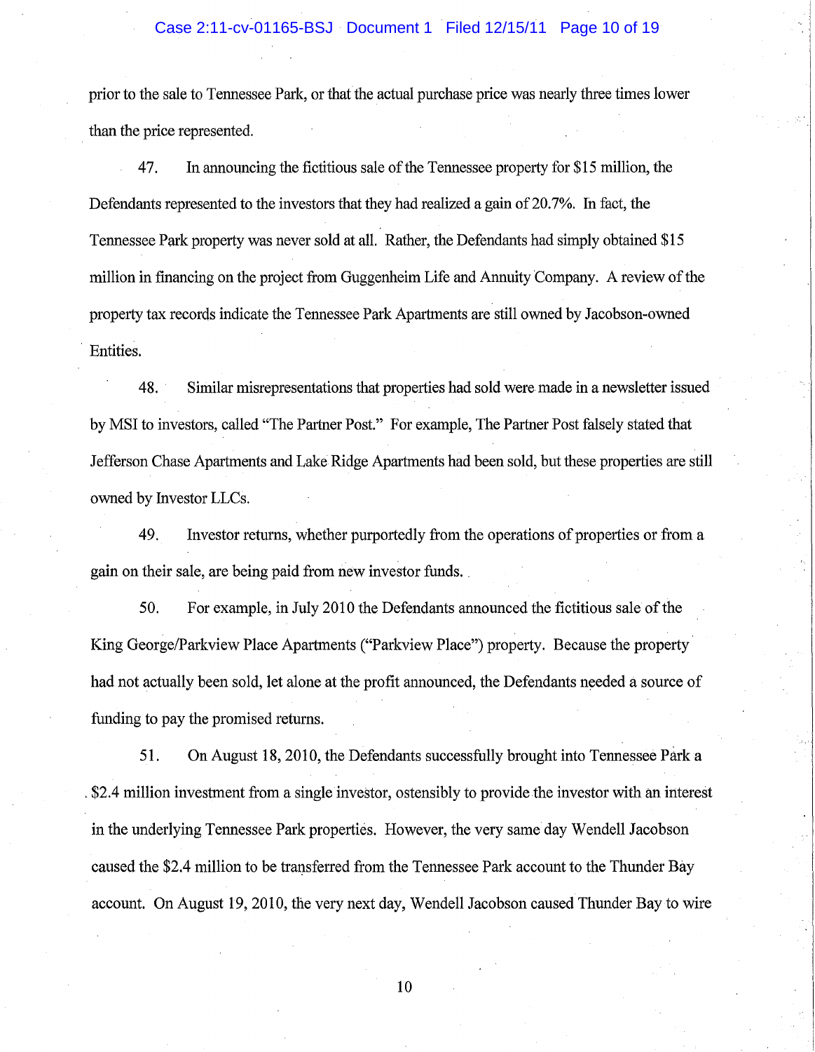prior to the sale to Tennessee Park, or that the actual purchase price was nearly three times lower than the price represented.

47. In announcing the fictitious sale of the Tennessee property for $15 million, the Defendants represented to the investors that they had realized a gain of 20.7%. In fact, the Tennessee Park property was never sold at all. Rather, the Defendants had simply obtained $15 million in financing on the project from Guggenheim Life and Annuity Company. A review of the property tax records indicate the Tennessee Park Apartments are still owned by Jacobson-owned Entities.

48. Similar misrepresentations that properties had sold were made in a newsletter issued by MSI to investors, called "The Partner Post." For example, The Partner Post falsely stated that Jefferson Chase Apartments and Lake Ridge Apartments had been sold, but these properties are still owned by Investor LLCs.

49. Investor returns, whether purportedly from the operations of properties or from a gain on their sale, are being paid from new investor funds.

50. For example, in July 2010 the Defendants announced the fictitious sale of the King George/Parkview Place Apartments ("Parkview Place") property. Because the property had not actually been sold, let alone at the profit announced, the Defendants needed a source of funding to pay the promised returns.

51. On August 18, 2010, the Defendants successfully brought into Tennessee Park a $2.4 million investment from a single investor, ostensibly to provide the investor with an interest in the underlying Tennessee Park properties. However, the very same day Wendell Jacobson caused the $2.4 million to be transferred from the Tennessee Park account to the Thunder Bay account. On August 19, 2010, the very next day, Wendell Jacobson caused Thunder Bay to wire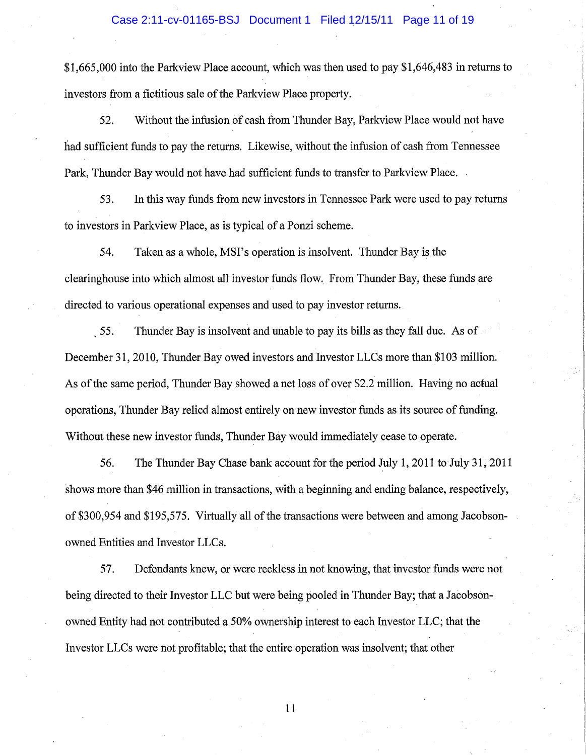$1,665,000 into the Parkview Place account, which was then used to pay $1,646,483 in returns to investors from a fictitious sale of the Parkview Place property.

52. Without the infusion of cash from Thunder Bay, Parkview Place would not have had sufficient funds to pay the returns. Likewise, without the infusion of cash from Tennessee Park, Thunder Bay would not have had sufficient funds to transfer to Parkview Place.

53. In this way funds from new investors in Tennessee Park were used to pay returns to investors in Parkview Place, as is typical of a Ponzi scheme.

54. Taken as a whole, MSI's operation is insolvent. Thunder Bay is the clearinghouse into which almost all investor funds flow. From Thunder Bay, these funds are directed to various operational expenses and used to pay investor returns.

55. Thunder Bay is insolvent and unable to pay its bills as they fall due. As of December 31, 2010, Thunder Bay owed investors and Investor LLCs more than $103 million. As of the same period, Thunder Bay showed a net loss of over $2.2 million. Having no actual operations, Thunder Bay relied almost entirely on new investor funds as its source of funding. Without these new investor funds, Thunder Bay would immediately cease to operate.

56. The Thunder Bay Chase bank account for the period July 1, 2011 to July 31, 2011 shows more than $46 million in transactions, with a beginning and ending balance, respectively, of $300,954 and $195,575. Virtually all of the transactions were between and among Jacobson-owned Entities and Investor LLCs.

57. Defendants knew, or were reckless in not knowing, that investor funds were not being directed to their Investor LLC but were being pooled in Thunder Bay; that a Jacobson-owned Entity had not contributed a 50% ownership interest to each Investor LLC; that the Investor LLCs were not profitable; that the entire operation was insolvent; that other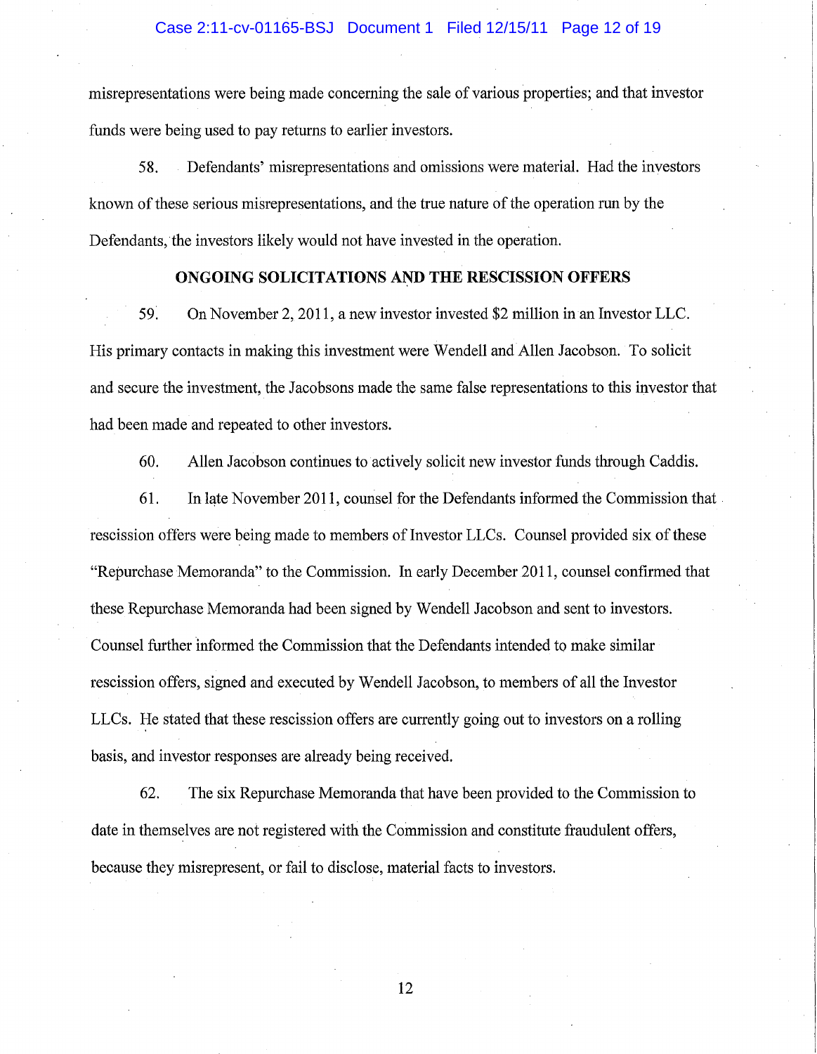misrepresentations were being made concerning the sale of various properties; and that investor funds were being used to pay returns to earlier investors.

58. Defendants' misrepresentations and omissions were material. Had the investors known of these serious misrepresentations, and the true nature of the operation run by the Defendants, the investors likely would not have invested in the operation.

## ONGOING SOLICITATIONS AND THE RESCISSION OFFERS

59. On November 2, 2011, a new investor invested $2 million in an Investor LLC. His primary contacts in making this investment were Wendell and Allen Jacobson. To solicit and secure the investment, the Jacobsons made the same false representations to this investor that had been made and repeated to other investors.

60. Allen Jacobson continues to actively solicit new investor funds through Caddis.

61. In late November 2011, counsel for the Defendants informed the Commission that rescission offers were being made to members of Investor LLCs. Counsel provided six of these "Repurchase Memoranda" to the Commission. In early December 2011, counsel confirmed that these Repurchase Memoranda had been signed by Wendell Jacobson and sent to investors. Counsel further informed the Commission that the Defendants intended to make similar rescission offers, signed and executed by Wendell Jacobson, to members of all the Investor LLCs. He stated that these rescission offers are currently going out to investors on a rolling basis, and investor responses are already being received.

62. The six Repurchase Memoranda that have been provided to the Commission to date in themselves are not registered with the Commission and constitute fraudulent offers, because they misrepresent, or fail to disclose, material facts to investors.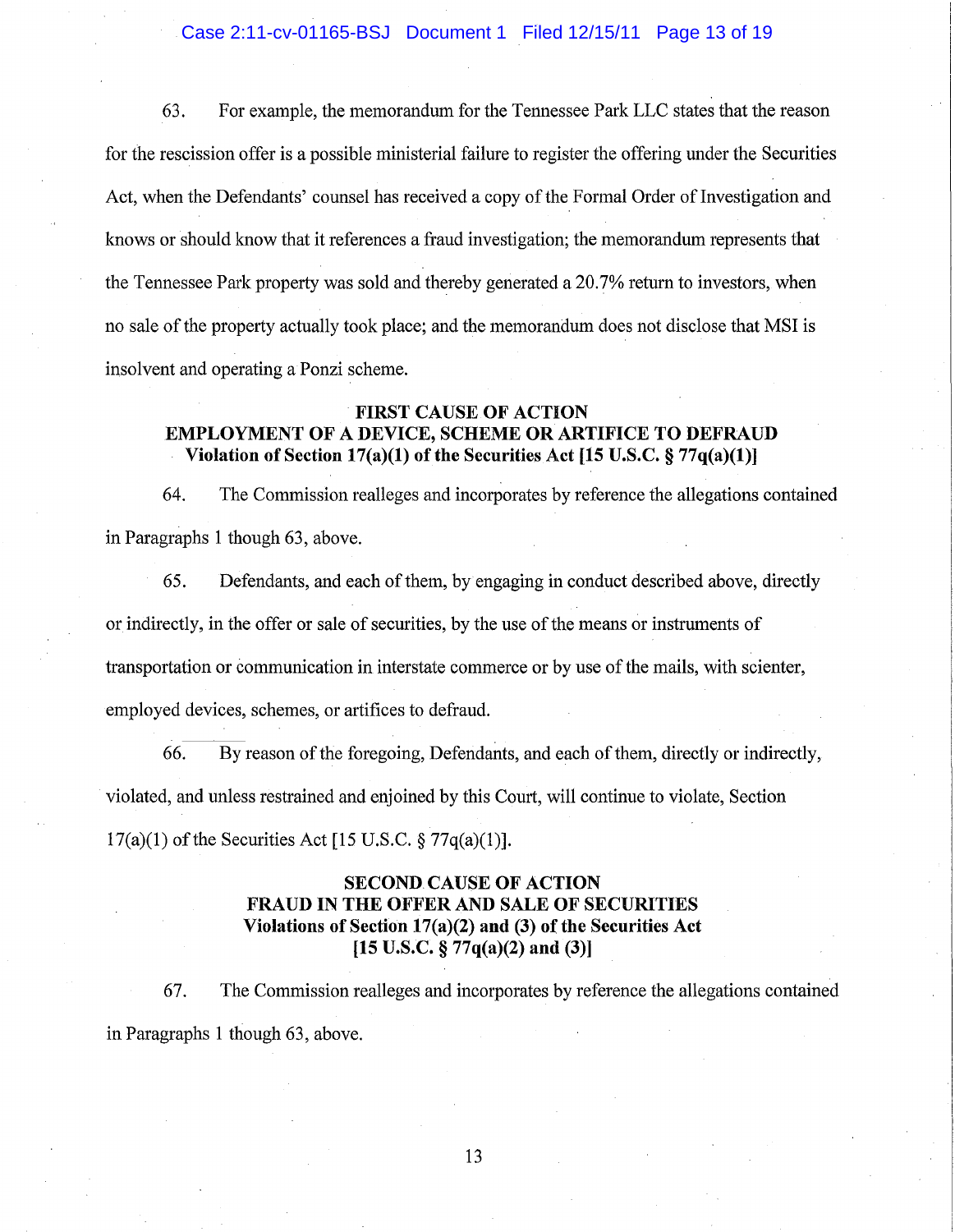63. For example, the memorandum for the Tennessee Park LLC states that the reason for the rescission offer is a possible ministerial failure to register the offering under the Securities Act, when the Defendants' counsel has received a copy of the Formal Order of Investigation and knows or should know that it references a fraud investigation; the memorandum represents that the Tennessee Park property was sold and thereby generated a 20.7% return to investors, when no sale of the property actually took place; and the memorandum does not disclose that MSI is insolvent and operating a Ponzi scheme.

**FIRST CAUSE OF ACTION**
**EMPLOYMENT OF A DEVICE, SCHEME OR ARTIFICE TO DEFRAUD**
**Violation of Section 17(a)(1) of the Securities Act [15 U.S.C. § 77q(a)(1)]**

64. The Commission realleges and incorporates by reference the allegations contained in Paragraphs 1 though 63, above.

65. Defendants, and each of them, by engaging in conduct described above, directly or indirectly, in the offer or sale of securities, by the use of the means or instruments of transportation or communication in interstate commerce or by use of the mails, with scienter, employed devices, schemes, or artifices to defraud.

66. By reason of the foregoing, Defendants, and each of them, directly or indirectly, violated, and unless restrained and enjoined by this Court, will continue to violate, Section 17(a)(1) of the Securities Act [15 U.S.C. § 77q(a)(1)].

**SECOND CAUSE OF ACTION**
**FRAUD IN THE OFFER AND SALE OF SECURITIES**
**Violations of Section 17(a)(2) and (3) of the Securities Act**
**[15 U.S.C. § 77q(a)(2) and (3)]**

67. The Commission realleges and incorporates by reference the allegations contained in Paragraphs 1 though 63, above.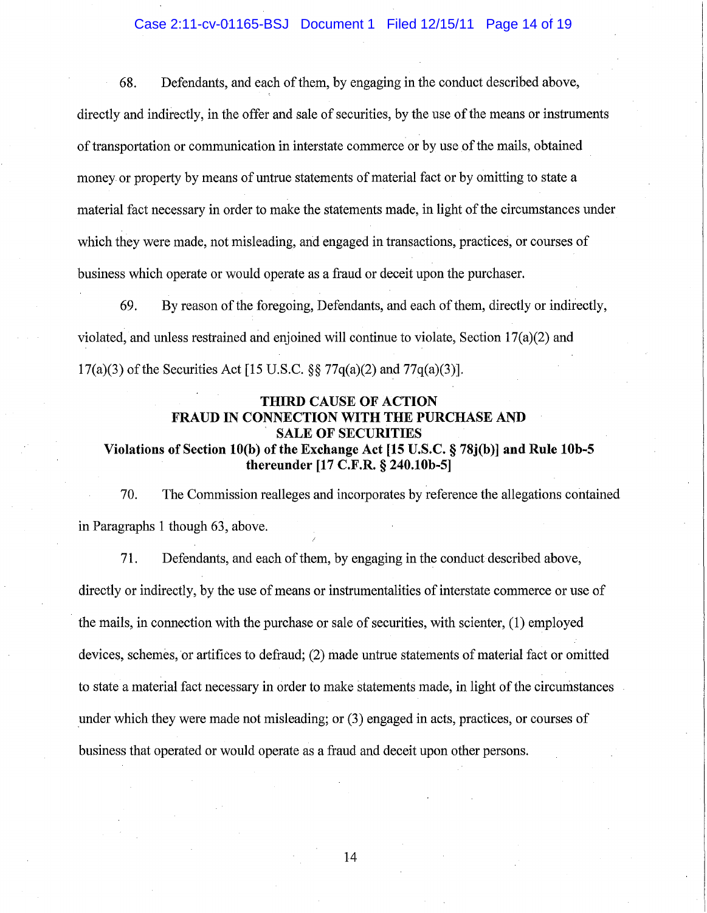68. Defendants, and each of them, by engaging in the conduct described above, directly and indirectly, in the offer and sale of securities, by the use of the means or instruments of transportation or communication in interstate commerce or by use of the mails, obtained money or property by means of untrue statements of material fact or by omitting to state a material fact necessary in order to make the statements made, in light of the circumstances under which they were made, not misleading, and engaged in transactions, practices, or courses of business which operate or would operate as a fraud or deceit upon the purchaser.

69. By reason of the foregoing, Defendants, and each of them, directly or indirectly, violated, and unless restrained and enjoined will continue to violate, Section 17(a)(2) and 17(a)(3) of the Securities Act [15 U.S.C. §§ 77q(a)(2) and 77q(a)(3)].

**THIRD CAUSE OF ACTION**
**FRAUD IN CONNECTION WITH THE PURCHASE AND SALE OF SECURITIES**
**Violations of Section 10(b) of the Exchange Act [15 U.S.C. § 78j(b)] and Rule 10b-5 thereunder [17 C.F.R. § 240.10b-5]**

70. The Commission realleges and incorporates by reference the allegations contained in Paragraphs 1 though 63, above.

71. Defendants, and each of them, by engaging in the conduct described above, directly or indirectly, by the use of means or instrumentalities of interstate commerce or use of the mails, in connection with the purchase or sale of securities, with scienter, (1) employed devices, schemes, or artifices to defraud; (2) made untrue statements of material fact or omitted to state a material fact necessary in order to make statements made, in light of the circumstances under which they were made not misleading; or (3) engaged in acts, practices, or courses of business that operated or would operate as a fraud and deceit upon other persons.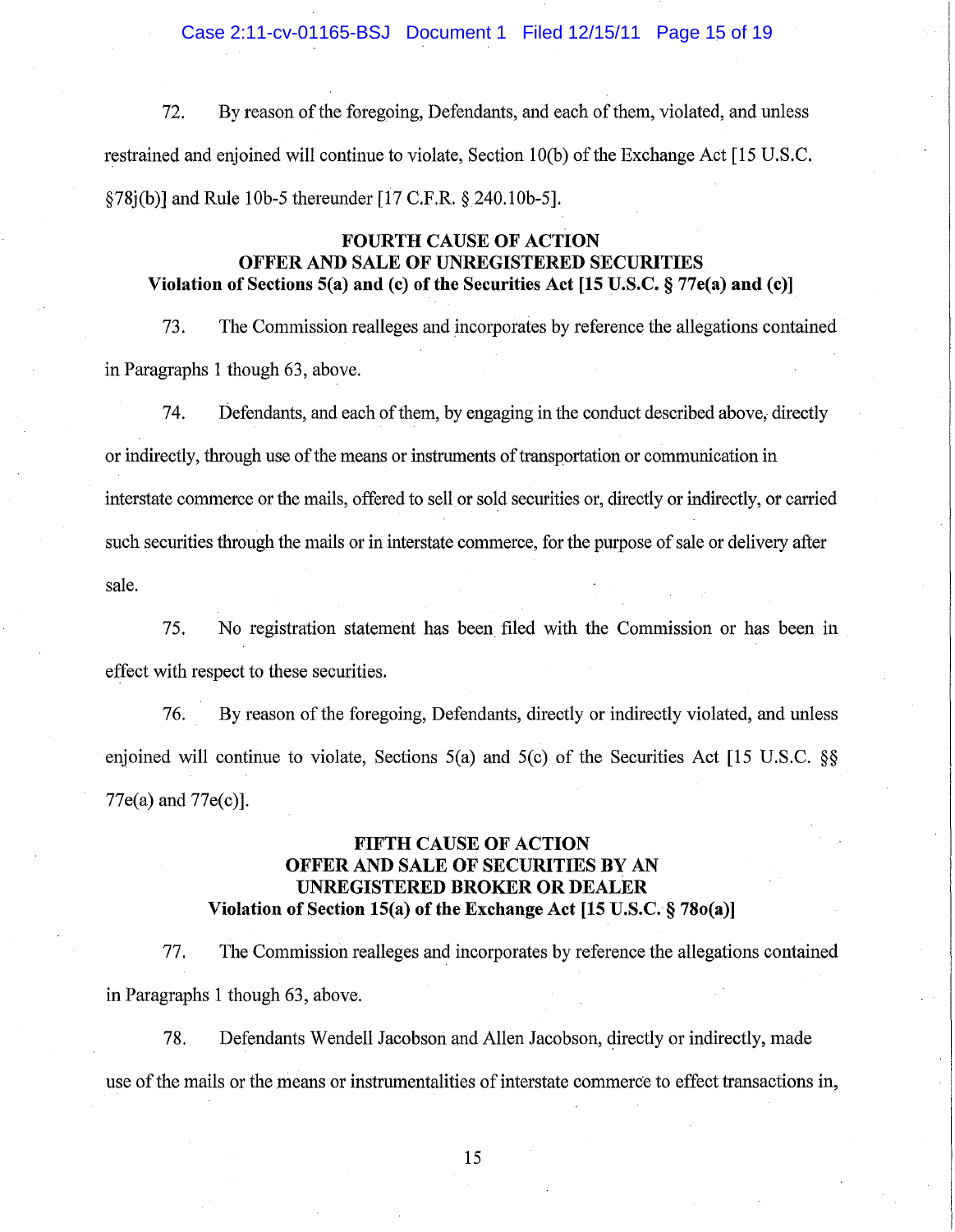72. By reason of the foregoing, Defendants, and each of them, violated, and unless restrained and enjoined will continue to violate, Section 10(b) of the Exchange Act [15 U.S.C. §78j(b)] and Rule 10b-5 thereunder [17 C.F.R. § 240.10b-5].

**FOURTH CAUSE OF ACTION**
**OFFER AND SALE OF UNREGISTERED SECURITIES**
**Violation of Sections 5(a) and (c) of the Securities Act [15 U.S.C. § 77e(a) and (c)]**

73. The Commission realleges and incorporates by reference the allegations contained in Paragraphs 1 though 63, above.

74. Defendants, and each of them, by engaging in the conduct described above, directly or indirectly, through use of the means or instruments of transportation or communication in interstate commerce or the mails, offered to sell or sold securities or, directly or indirectly, or carried such securities through the mails or in interstate commerce, for the purpose of sale or delivery after sale.

75. No registration statement has been filed with the Commission or has been in effect with respect to these securities.

76. By reason of the foregoing, Defendants, directly or indirectly violated, and unless enjoined will continue to violate, Sections 5(a) and 5(c) of the Securities Act [15 U.S.C. §§ 77e(a) and 77e(c)].

**FIFTH CAUSE OF ACTION**
**OFFER AND SALE OF SECURITIES BY AN UNREGISTERED BROKER OR DEALER**
**Violation of Section 15(a) of the Exchange Act [15 U.S.C. § 78o(a)]**

77. The Commission realleges and incorporates by reference the allegations contained in Paragraphs 1 though 63, above.

78. Defendants Wendell Jacobson and Allen Jacobson, directly or indirectly, made use of the mails or the means or instrumentalities of interstate commerce to effect transactions in,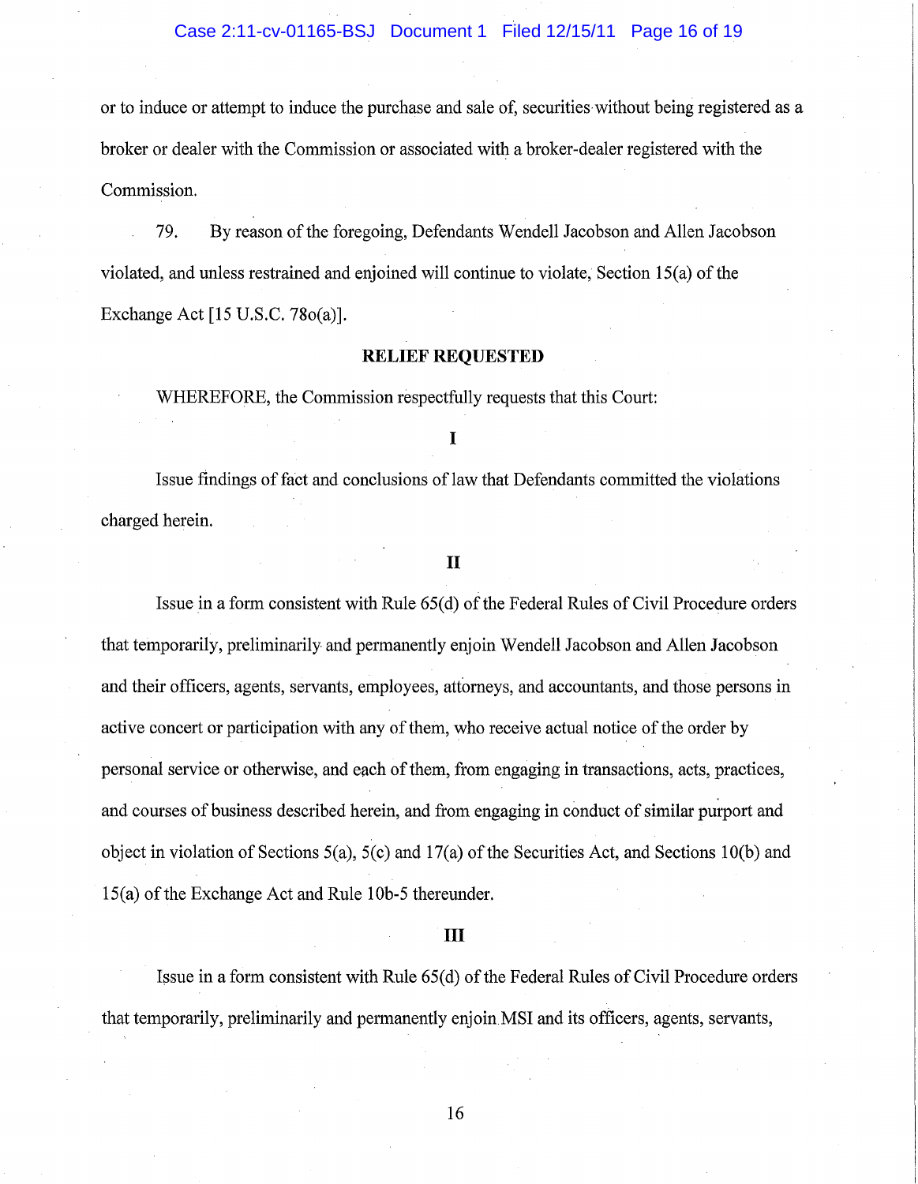or to induce or attempt to induce the purchase and sale of, securities without being registered as a broker or dealer with the Commission or associated with a broker-dealer registered with the Commission.

79. By reason of the foregoing, Defendants Wendell Jacobson and Allen Jacobson violated, and unless restrained and enjoined will continue to violate, Section 15(a) of the Exchange Act [15 U.S.C. 78o(a)].

## RELIEF REQUESTED

WHEREFORE, the Commission respectfully requests that this Court:

**I**

Issue findings of fact and conclusions of law that Defendants committed the violations charged herein.

**II**

Issue in a form consistent with Rule 65(d) of the Federal Rules of Civil Procedure orders that temporarily, preliminarily and permanently enjoin Wendell Jacobson and Allen Jacobson and their officers, agents, servants, employees, attorneys, and accountants, and those persons in active concert or participation with any of them, who receive actual notice of the order by personal service or otherwise, and each of them, from engaging in transactions, acts, practices, and courses of business described herein, and from engaging in conduct of similar purport and object in violation of Sections 5(a), 5(c) and 17(a) of the Securities Act, and Sections 10(b) and 15(a) of the Exchange Act and Rule 10b-5 thereunder.

**III**

Issue in a form consistent with Rule 65(d) of the Federal Rules of Civil Procedure orders that temporarily, preliminarily and permanently enjoin MSI and its officers, agents, servants,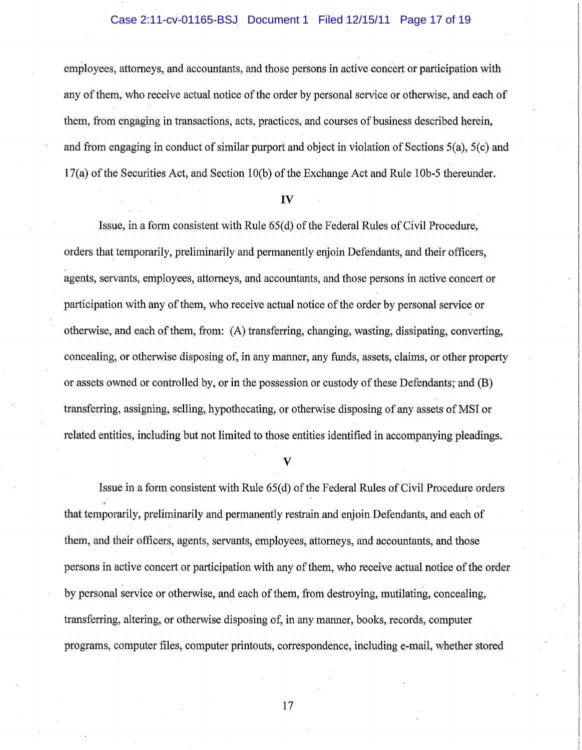employees, attorneys, and accountants, and those persons in active concert or participation with any of them, who receive actual notice of the order by personal service or otherwise, and each of them, from engaging in transactions, acts, practices, and courses of business described herein, and from engaging in conduct of similar purport and object in violation of Sections 5(a), 5(c) and 17(a) of the Securities Act, and Section 10(b) of the Exchange Act and Rule 10b-5 thereunder.

## IV

Issue, in a form consistent with Rule 65(d) of the Federal Rules of Civil Procedure, orders that temporarily, preliminarily and permanently enjoin Defendants, and their officers, agents, servants, employees, attorneys, and accountants, and those persons in active concert or participation with any of them, who receive actual notice of the order by personal service or otherwise, and each of them, from: (A) transferring, changing, wasting, dissipating, converting, concealing, or otherwise disposing of, in any manner, any funds, assets, claims, or other property or assets owned or controlled by, or in the possession or custody of these Defendants; and (B) transferring, assigning, selling, hypothecating, or otherwise disposing of any assets of MSI or related entities, including but not limited to those entities identified in accompanying pleadings.

## V

Issue in a form consistent with Rule 65(d) of the Federal Rules of Civil Procedure orders that temporarily, preliminarily and permanently restrain and enjoin Defendants, and each of them, and their officers, agents, servants, employees, attorneys, and accountants, and those persons in active concert or participation with any of them, who receive actual notice of the order by personal service or otherwise, and each of them, from destroying, mutilating, concealing, transferring, altering, or otherwise disposing of, in any manner, books, records, computer programs, computer files, computer printouts, correspondence, including e-mail, whether stored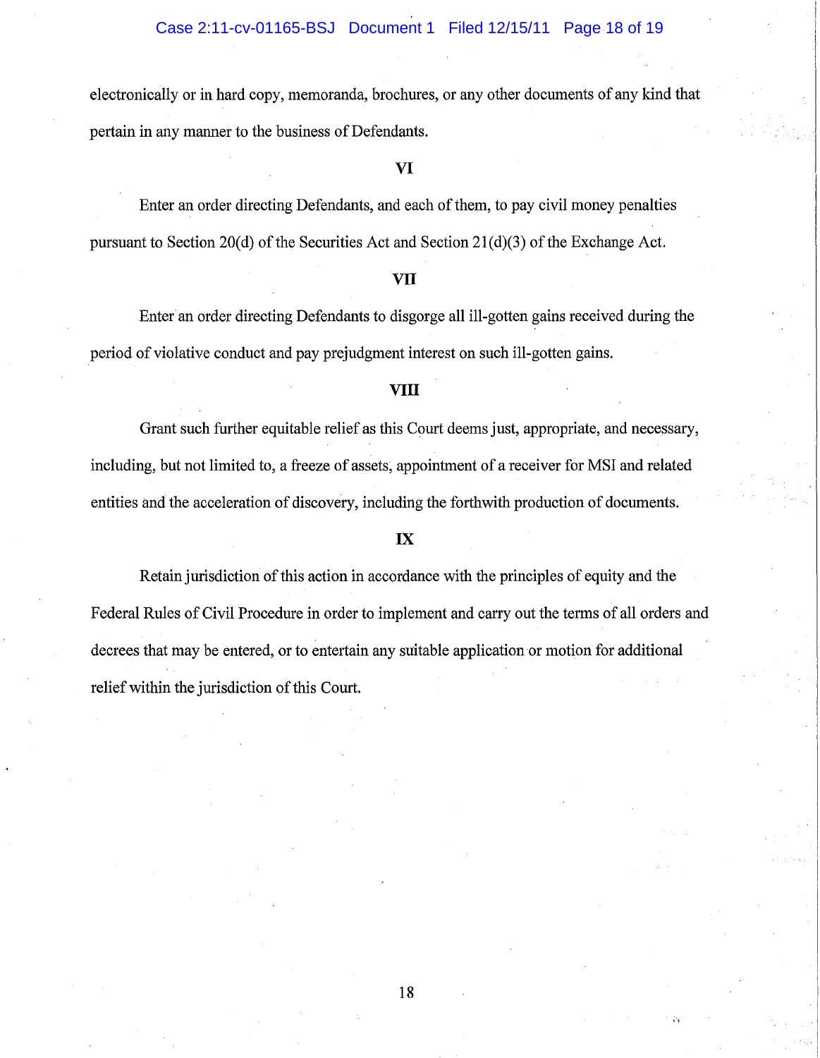electronically or in hard copy, memoranda, brochures, or any other documents of any kind that pertain in any manner to the business of Defendants.

**VI**

Enter an order directing Defendants, and each of them, to pay civil money penalties pursuant to Section 20(d) of the Securities Act and Section 21(d)(3) of the Exchange Act.

**VII**

Enter an order directing Defendants to disgorge all ill-gotten gains received during the period of violative conduct and pay prejudgment interest on such ill-gotten gains.

**VIII**

Grant such further equitable relief as this Court deems just, appropriate, and necessary, including, but not limited to, a freeze of assets, appointment of a receiver for MSI and related entities and the acceleration of discovery, including the forthwith production of documents.

**IX**

Retain jurisdiction of this action in accordance with the principles of equity and the Federal Rules of Civil Procedure in order to implement and carry out the terms of all orders and decrees that may be entered, or to entertain any suitable application or motion for additional relief within the jurisdiction of this Court.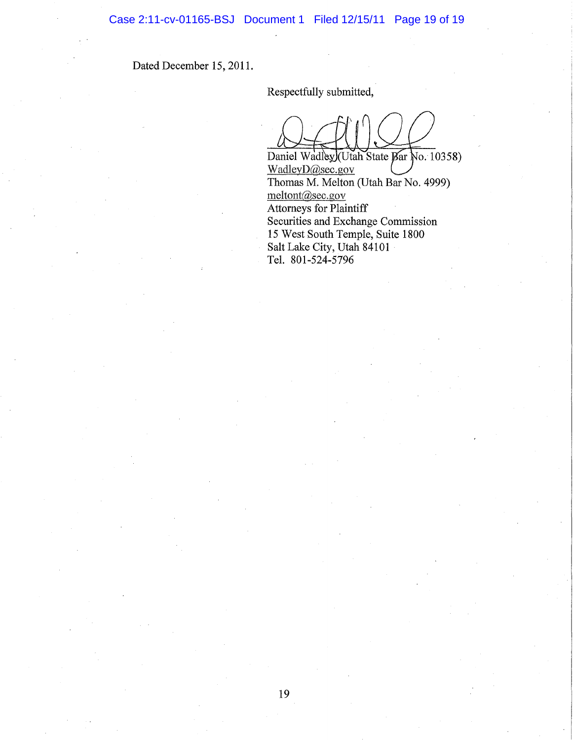Dated December 15, 2011.

Respectfully submitted,

Daniel Wadley (Utah State Bar No. 10358)
WadleyD@sec.gov
Thomas M. Melton (Utah Bar No. 4999)
meltont@sec.gov
Attorneys for Plaintiff
Securities and Exchange Commission
15 West South Temple, Suite 1800
Salt Lake City, Utah 84101
Tel. 801-524-5796